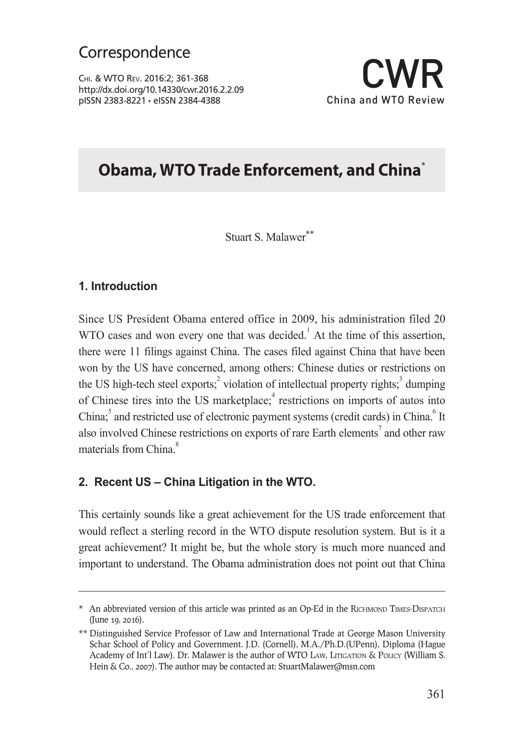Correspondence

# Obama, WTO Trade Enforcement, and China[*]

Stuart S. Malawer[**]

## 1. Introduction

Since US President Obama entered office in 2009, his administration filed 20 WTO cases and won every one that was decided.[1] At the time of this assertion, there were 11 filings against China. The cases filed against China that have been won by the US have concerned, among others: Chinese duties or restrictions on the US high-tech steel exports;[2] violation of intellectual property rights;[3] dumping of Chinese tires into the US marketplace;[4] restrictions on imports of autos into China;[5] and restricted use of electronic payment systems (credit cards) in China.[6] It also involved Chinese restrictions on exports of rare Earth elements[7] and other raw materials from China.[8]

## 2. Recent US – China Litigation in the WTO.

This certainly sounds like a great achievement for the US trade enforcement that would reflect a sterling record in the WTO dispute resolution system. But is it a great achievement? It might be, but the whole story is much more nuanced and important to understand. The Obama administration does not point out that China

---

\* An abbreviated version of this article was printed as an Op-Ed in the RICHMOND TIMES-DISPATCH (June 19, 2016).

\*\* Distinguished Service Professor of Law and International Trade at George Mason University Schar School of Policy and Government. J.D. (Cornell), M.A./Ph.D.(UPenn), Diploma (Hague Academy of Int'l Law). Dr. Malawer is the author of WTO LAW, LITIGATION & POLICY (William S. Hein & Co., 2007). The author may be contacted at: StuartMalawer@msn.com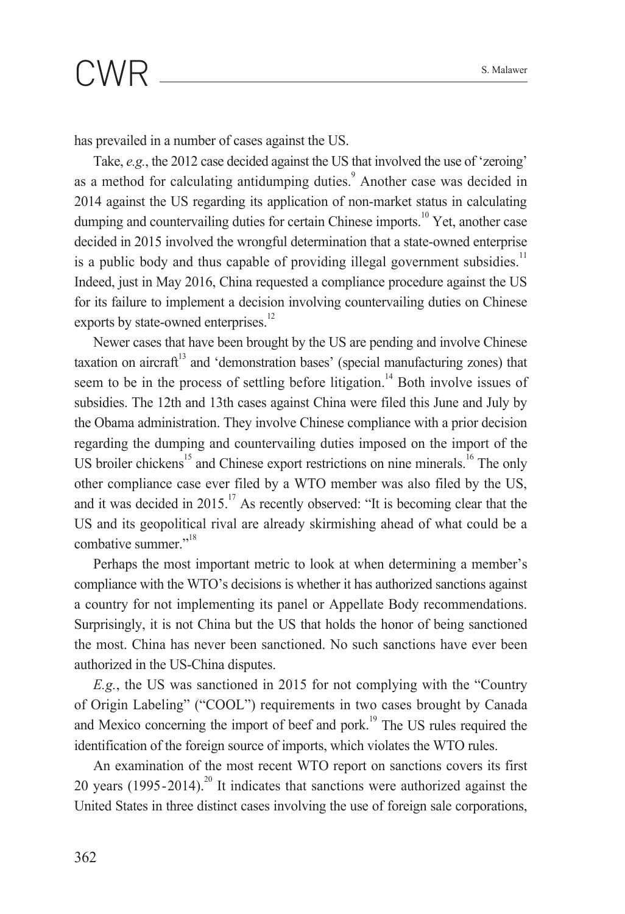has prevailed in a number of cases against the US.

Take, *e.g.*, the 2012 case decided against the US that involved the use of 'zeroing' as a method for calculating antidumping duties.[9] Another case was decided in 2014 against the US regarding its application of non-market status in calculating dumping and countervailing duties for certain Chinese imports.[10] Yet, another case decided in 2015 involved the wrongful determination that a state-owned enterprise is a public body and thus capable of providing illegal government subsidies.[11] Indeed, just in May 2016, China requested a compliance procedure against the US for its failure to implement a decision involving countervailing duties on Chinese exports by state-owned enterprises.[12]

Newer cases that have been brought by the US are pending and involve Chinese taxation on aircraft[13] and 'demonstration bases' (special manufacturing zones) that seem to be in the process of settling before litigation.[14] Both involve issues of subsidies. The 12th and 13th cases against China were filed this June and July by the Obama administration. They involve Chinese compliance with a prior decision regarding the dumping and countervailing duties imposed on the import of the US broiler chickens[15] and Chinese export restrictions on nine minerals.[16] The only other compliance case ever filed by a WTO member was also filed by the US, and it was decided in 2015.[17] As recently observed: "It is becoming clear that the US and its geopolitical rival are already skirmishing ahead of what could be a combative summer."[18]

Perhaps the most important metric to look at when determining a member's compliance with the WTO's decisions is whether it has authorized sanctions against a country for not implementing its panel or Appellate Body recommendations. Surprisingly, it is not China but the US that holds the honor of being sanctioned the most. China has never been sanctioned. No such sanctions have ever been authorized in the US-China disputes.

*E.g.*, the US was sanctioned in 2015 for not complying with the "Country of Origin Labeling" ("COOL") requirements in two cases brought by Canada and Mexico concerning the import of beef and pork.[19] The US rules required the identification of the foreign source of imports, which violates the WTO rules.

An examination of the most recent WTO report on sanctions covers its first 20 years (1995-2014).[20] It indicates that sanctions were authorized against the United States in three distinct cases involving the use of foreign sale corporations,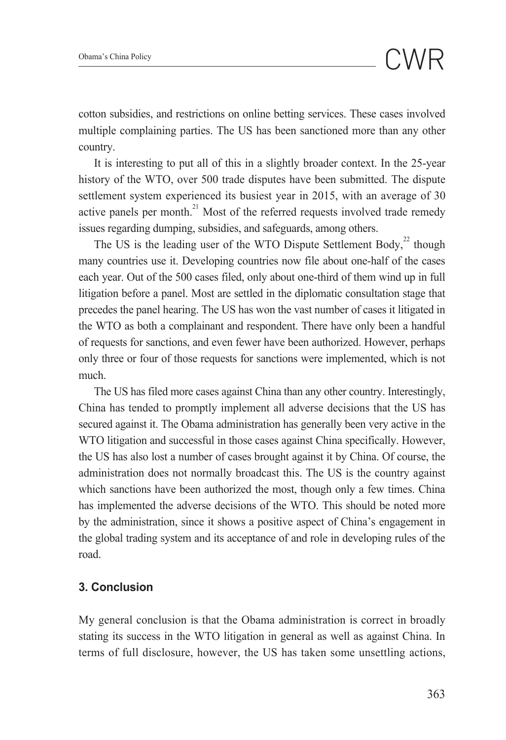cotton subsidies, and restrictions on online betting services. These cases involved multiple complaining parties. The US has been sanctioned more than any other country.

It is interesting to put all of this in a slightly broader context. In the 25-year history of the WTO, over 500 trade disputes have been submitted. The dispute settlement system experienced its busiest year in 2015, with an average of 30 active panels per month.[21] Most of the referred requests involved trade remedy issues regarding dumping, subsidies, and safeguards, among others.

The US is the leading user of the WTO Dispute Settlement Body,[22] though many countries use it. Developing countries now file about one-half of the cases each year. Out of the 500 cases filed, only about one-third of them wind up in full litigation before a panel. Most are settled in the diplomatic consultation stage that precedes the panel hearing. The US has won the vast number of cases it litigated in the WTO as both a complainant and respondent. There have only been a handful of requests for sanctions, and even fewer have been authorized. However, perhaps only three or four of those requests for sanctions were implemented, which is not much.

The US has filed more cases against China than any other country. Interestingly, China has tended to promptly implement all adverse decisions that the US has secured against it. The Obama administration has generally been very active in the WTO litigation and successful in those cases against China specifically. However, the US has also lost a number of cases brought against it by China. Of course, the administration does not normally broadcast this. The US is the country against which sanctions have been authorized the most, though only a few times. China has implemented the adverse decisions of the WTO. This should be noted more by the administration, since it shows a positive aspect of China's engagement in the global trading system and its acceptance of and role in developing rules of the road.

### 3. Conclusion

My general conclusion is that the Obama administration is correct in broadly stating its success in the WTO litigation in general as well as against China. In terms of full disclosure, however, the US has taken some unsettling actions,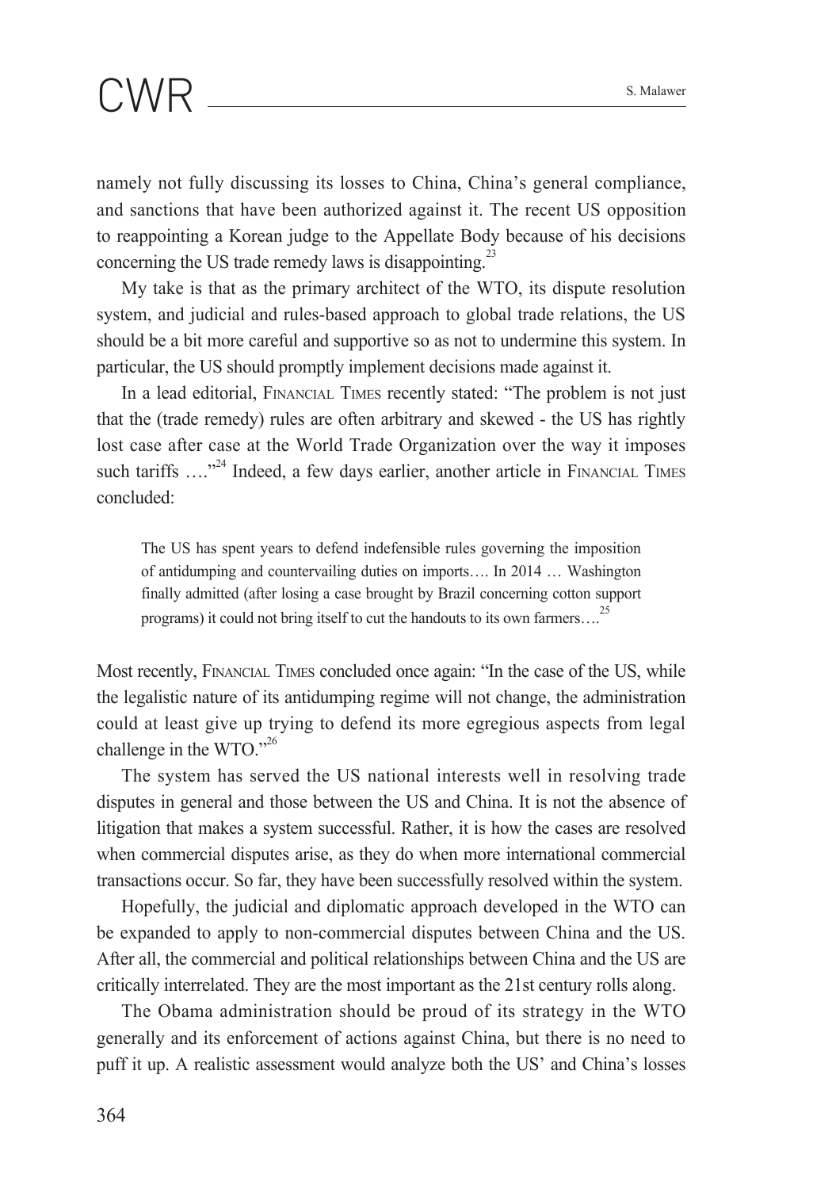namely not fully discussing its losses to China, China's general compliance, and sanctions that have been authorized against it. The recent US opposition to reappointing a Korean judge to the Appellate Body because of his decisions concerning the US trade remedy laws is disappointing.[23]

My take is that as the primary architect of the WTO, its dispute resolution system, and judicial and rules-based approach to global trade relations, the US should be a bit more careful and supportive so as not to undermine this system. In particular, the US should promptly implement decisions made against it.

In a lead editorial, FINANCIAL TIMES recently stated: "The problem is not just that the (trade remedy) rules are often arbitrary and skewed - the US has rightly lost case after case at the World Trade Organization over the way it imposes such tariffs ...."[24] Indeed, a few days earlier, another article in FINANCIAL TIMES concluded:

> The US has spent years to defend indefensible rules governing the imposition of antidumping and countervailing duties on imports.... In 2014 ... Washington finally admitted (after losing a case brought by Brazil concerning cotton support programs) it could not bring itself to cut the handouts to its own farmers....[25]

Most recently, FINANCIAL TIMES concluded once again: "In the case of the US, while the legalistic nature of its antidumping regime will not change, the administration could at least give up trying to defend its more egregious aspects from legal challenge in the WTO."[26]

The system has served the US national interests well in resolving trade disputes in general and those between the US and China. It is not the absence of litigation that makes a system successful. Rather, it is how the cases are resolved when commercial disputes arise, as they do when more international commercial transactions occur. So far, they have been successfully resolved within the system.

Hopefully, the judicial and diplomatic approach developed in the WTO can be expanded to apply to non-commercial disputes between China and the US. After all, the commercial and political relationships between China and the US are critically interrelated. They are the most important as the 21st century rolls along.

The Obama administration should be proud of its strategy in the WTO generally and its enforcement of actions against China, but there is no need to puff it up. A realistic assessment would analyze both the US' and China's losses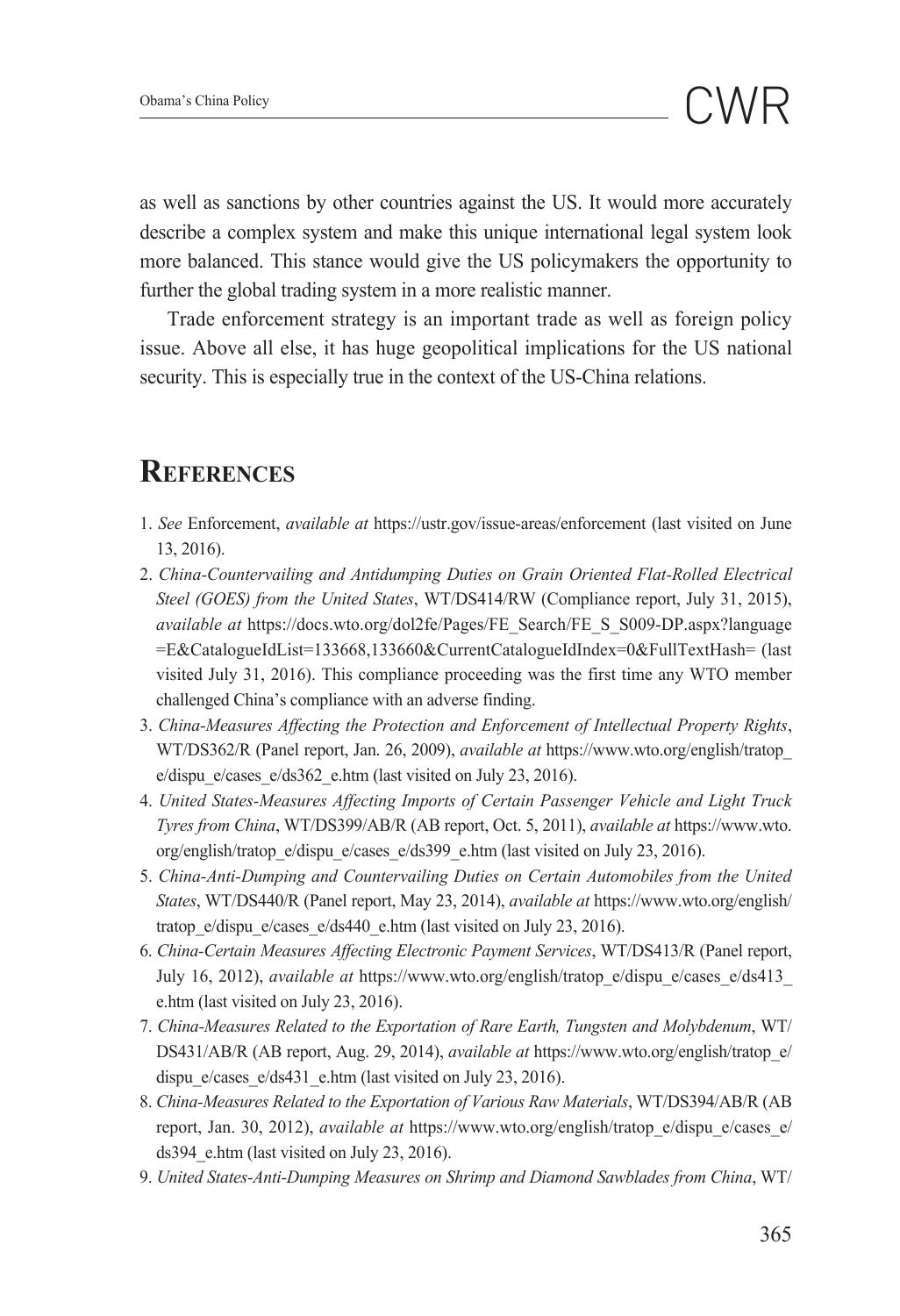as well as sanctions by other countries against the US. It would more accurately describe a complex system and make this unique international legal system look more balanced. This stance would give the US policymakers the opportunity to further the global trading system in a more realistic manner.

Trade enforcement strategy is an important trade as well as foreign policy issue. Above all else, it has huge geopolitical implications for the US national security. This is especially true in the context of the US-China relations.

## References

1. *See* Enforcement, *available at* https://ustr.gov/issue-areas/enforcement (last visited on June 13, 2016).
2. *China-Countervailing and Antidumping Duties on Grain Oriented Flat-Rolled Electrical Steel (GOES) from the United States*, WT/DS414/RW (Compliance report, July 31, 2015), *available at* https://docs.wto.org/dol2fe/Pages/FE_Search/FE_S_S009-DP.aspx?language=E&CatalogueIdList=133668,133660&CurrentCatalogueIdIndex=0&FullTextHash= (last visited July 31, 2016). This compliance proceeding was the first time any WTO member challenged China's compliance with an adverse finding.
3. *China-Measures Affecting the Protection and Enforcement of Intellectual Property Rights*, WT/DS362/R (Panel report, Jan. 26, 2009), *available at* https://www.wto.org/english/tratop_e/dispu_e/cases_e/ds362_e.htm (last visited on July 23, 2016).
4. *United States-Measures Affecting Imports of Certain Passenger Vehicle and Light Truck Tyres from China*, WT/DS399/AB/R (AB report, Oct. 5, 2011), *available at* https://www.wto.org/english/tratop_e/dispu_e/cases_e/ds399_e.htm (last visited on July 23, 2016).
5. *China-Anti-Dumping and Countervailing Duties on Certain Automobiles from the United States*, WT/DS440/R (Panel report, May 23, 2014), *available at* https://www.wto.org/english/tratop_e/dispu_e/cases_e/ds440_e.htm (last visited on July 23, 2016).
6. *China-Certain Measures Affecting Electronic Payment Services*, WT/DS413/R (Panel report, July 16, 2012), *available at* https://www.wto.org/english/tratop_e/dispu_e/cases_e/ds413_e.htm (last visited on July 23, 2016).
7. *China-Measures Related to the Exportation of Rare Earth, Tungsten and Molybdenum*, WT/DS431/AB/R (AB report, Aug. 29, 2014), *available at* https://www.wto.org/english/tratop_e/dispu_e/cases_e/ds431_e.htm (last visited on July 23, 2016).
8. *China-Measures Related to the Exportation of Various Raw Materials*, WT/DS394/AB/R (AB report, Jan. 30, 2012), *available at* https://www.wto.org/english/tratop_e/dispu_e/cases_e/ds394_e.htm (last visited on July 23, 2016).
9. *United States-Anti-Dumping Measures on Shrimp and Diamond Sawblades from China*, WT/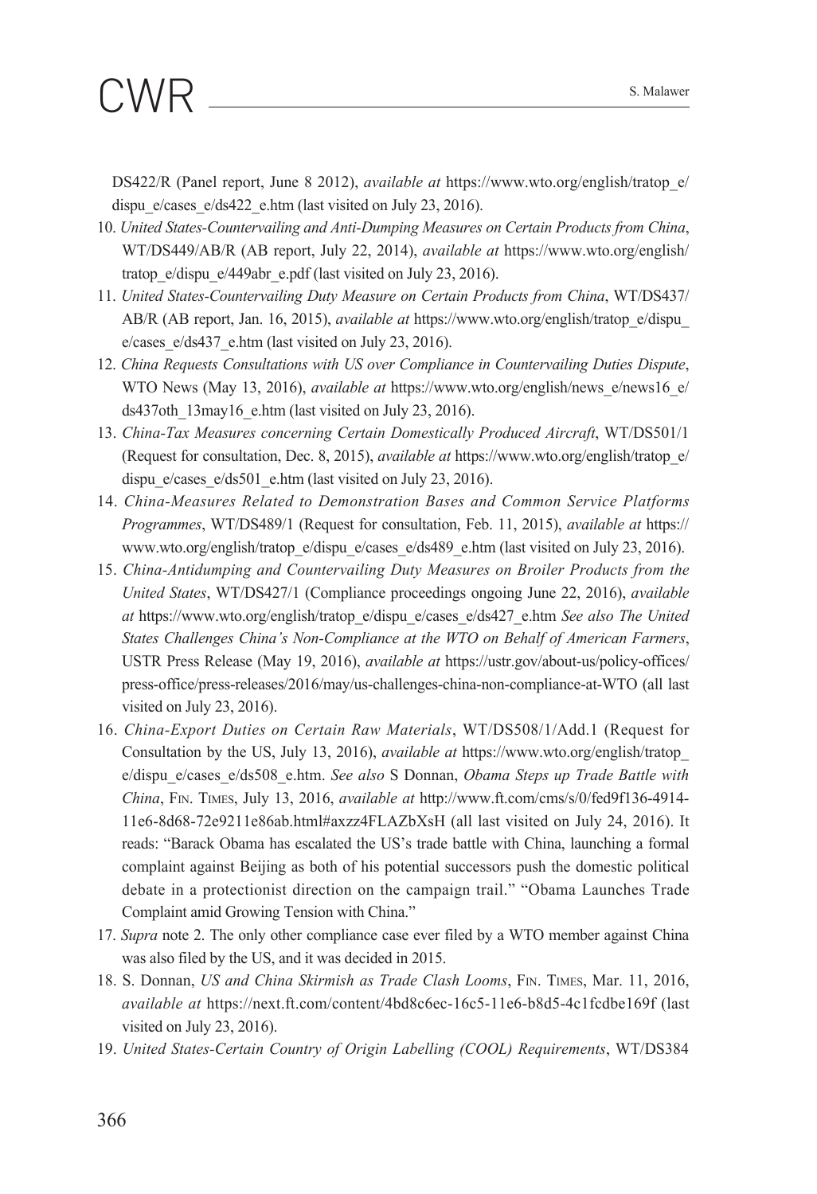DS422/R (Panel report, June 8 2012), *available at* https://www.wto.org/english/tratop_e/dispu_e/cases_e/ds422_e.htm (last visited on July 23, 2016).

10. *United States-Countervailing and Anti-Dumping Measures on Certain Products from China*, WT/DS449/AB/R (AB report, July 22, 2014), *available at* https://www.wto.org/english/tratop_e/dispu_e/449abr_e.pdf (last visited on July 23, 2016).
11. *United States-Countervailing Duty Measure on Certain Products from China*, WT/DS437/AB/R (AB report, Jan. 16, 2015), *available at* https://www.wto.org/english/tratop_e/dispu_e/cases_e/ds437_e.htm (last visited on July 23, 2016).
12. *China Requests Consultations with US over Compliance in Countervailing Duties Dispute*, WTO News (May 13, 2016), *available at* https://www.wto.org/english/news_e/news16_e/ds437oth_13may16_e.htm (last visited on July 23, 2016).
13. *China-Tax Measures concerning Certain Domestically Produced Aircraft*, WT/DS501/1 (Request for consultation, Dec. 8, 2015), *available at* https://www.wto.org/english/tratop_e/dispu_e/cases_e/ds501_e.htm (last visited on July 23, 2016).
14. *China-Measures Related to Demonstration Bases and Common Service Platforms Programmes*, WT/DS489/1 (Request for consultation, Feb. 11, 2015), *available at* https://www.wto.org/english/tratop_e/dispu_e/cases_e/ds489_e.htm (last visited on July 23, 2016).
15. *China-Antidumping and Countervailing Duty Measures on Broiler Products from the United States*, WT/DS427/1 (Compliance proceedings ongoing June 22, 2016), *available at* https://www.wto.org/english/tratop_e/dispu_e/cases_e/ds427_e.htm *See also The United States Challenges China's Non-Compliance at the WTO on Behalf of American Farmers*, USTR Press Release (May 19, 2016), *available at* https://ustr.gov/about-us/policy-offices/press-office/press-releases/2016/may/us-challenges-china-non-compliance-at-WTO (all last visited on July 23, 2016).
16. *China-Export Duties on Certain Raw Materials*, WT/DS508/1/Add.1 (Request for Consultation by the US, July 13, 2016), *available at* https://www.wto.org/english/tratop_e/dispu_e/cases_e/ds508_e.htm. *See also* S Donnan, *Obama Steps up Trade Battle with China*, Fin. Times, July 13, 2016, *available at* http://www.ft.com/cms/s/0/fed9f136-4914-11e6-8d68-72e9211e86ab.html#axzz4FLAZbXsH (all last visited on July 24, 2016). It reads: "Barack Obama has escalated the US's trade battle with China, launching a formal complaint against Beijing as both of his potential successors push the domestic political debate in a protectionist direction on the campaign trail." "Obama Launches Trade Complaint amid Growing Tension with China."
17. *Supra* note 2. The only other compliance case ever filed by a WTO member against China was also filed by the US, and it was decided in 2015.
18. S. Donnan, *US and China Skirmish as Trade Clash Looms*, Fin. Times, Mar. 11, 2016, *available at* https://next.ft.com/content/4bd8c6ec-16c5-11e6-b8d5-4c1fcdbe169f (last visited on July 23, 2016).
19. *United States-Certain Country of Origin Labelling (COOL) Requirements*, WT/DS384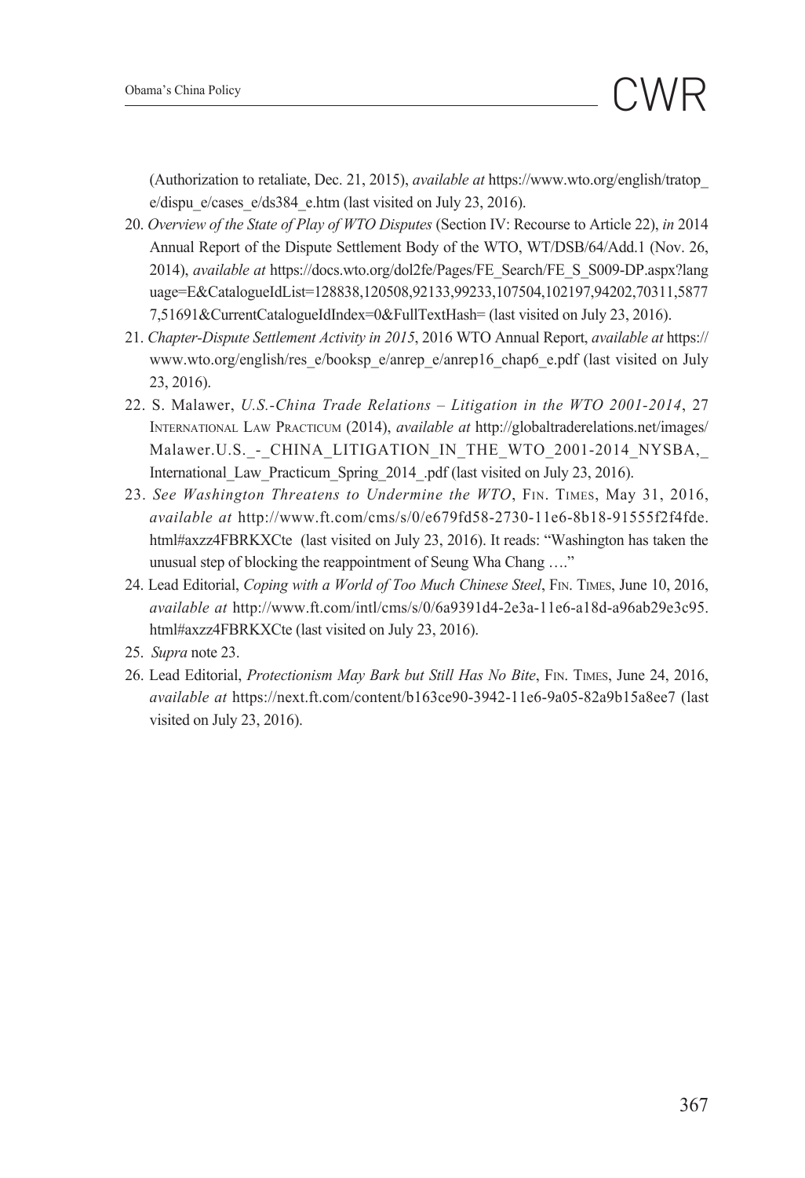(Authorization to retaliate, Dec. 21, 2015), *available at* https://www.wto.org/english/tratop_e/dispu_e/cases_e/ds384_e.htm (last visited on July 23, 2016).

20. *Overview of the State of Play of WTO Disputes* (Section IV: Recourse to Article 22), *in* 2014 Annual Report of the Dispute Settlement Body of the WTO, WT/DSB/64/Add.1 (Nov. 26, 2014), *available at* https://docs.wto.org/dol2fe/Pages/FE_Search/FE_S_S009-DP.aspx?language=E&CatalogueIdList=128838,120508,92133,99233,107504,102197,94202,70311,58777,51691&CurrentCatalogueIdIndex=0&FullTextHash= (last visited on July 23, 2016).
21. *Chapter-Dispute Settlement Activity in 2015*, 2016 WTO Annual Report, *available at* https://www.wto.org/english/res_e/booksp_e/anrep_e/anrep16_chap6_e.pdf (last visited on July 23, 2016).
22. S. Malawer, *U.S.-China Trade Relations – Litigation in the WTO 2001-2014*, 27 International Law Practicum (2014), *available at* http://globaltraderelations.net/images/Malawer.U.S._-_CHINA_LITIGATION_IN_THE_WTO_2001-2014_NYSBA,_International_Law_Practicum_Spring_2014_.pdf (last visited on July 23, 2016).
23. *See Washington Threatens to Undermine the WTO*, Fin. Times, May 31, 2016, *available at* http://www.ft.com/cms/s/0/e679fd58-2730-11e6-8b18-91555f2f4fde.html#axzz4FBRKXCte (last visited on July 23, 2016). It reads: "Washington has taken the unusual step of blocking the reappointment of Seung Wha Chang …."
24. Lead Editorial, *Coping with a World of Too Much Chinese Steel*, Fin. Times, June 10, 2016, *available at* http://www.ft.com/intl/cms/s/0/6a9391d4-2e3a-11e6-a18d-a96ab29e3c95.html#axzz4FBRKXCte (last visited on July 23, 2016).
25. *Supra* note 23.
26. Lead Editorial, *Protectionism May Bark but Still Has No Bite*, Fin. Times, June 24, 2016, *available at* https://next.ft.com/content/b163ce90-3942-11e6-9a05-82a9b15a8ee7 (last visited on July 23, 2016).